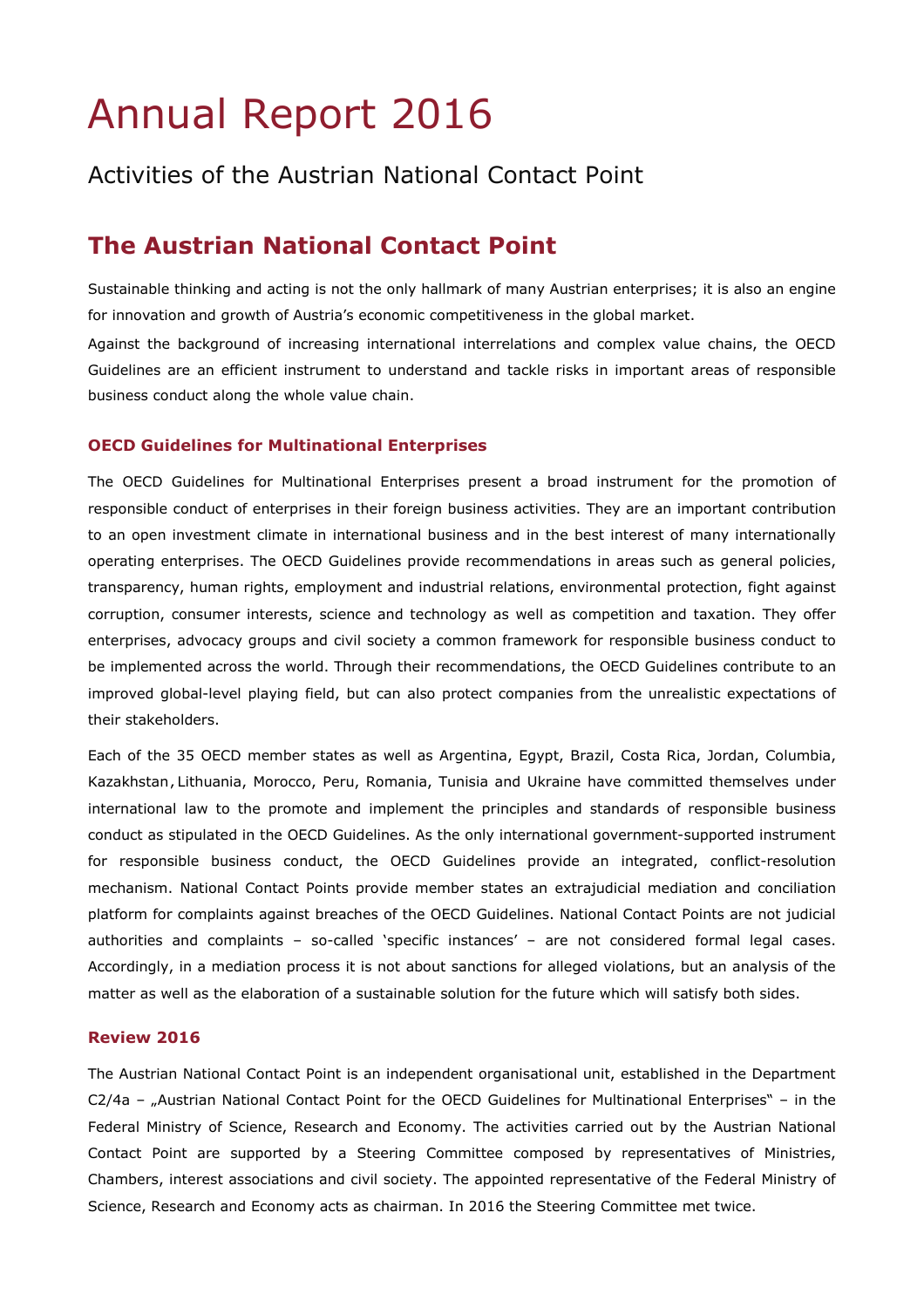# Annual Report 2016

Activities of the Austrian National Contact Point

## The Austrian National Contact Point

Sustainable thinking and acting is not the only hallmark of many Austrian enterprises; it is also an engine for innovation and growth of Austria's economic competitiveness in the global market.

Against the background of increasing international interrelations and complex value chains, the OECD Guidelines are an efficient instrument to understand and tackle risks in important areas of responsible business conduct along the whole value chain.

### OECD Guidelines for Multinational Enterprises

The OECD Guidelines for Multinational Enterprises present a broad instrument for the promotion of responsible conduct of enterprises in their foreign business activities. They are an important contribution to an open investment climate in international business and in the best interest of many internationally operating enterprises. The OECD Guidelines provide recommendations in areas such as general policies, transparency, human rights, employment and industrial relations, environmental protection, fight against corruption, consumer interests, science and technology as well as competition and taxation. They offer enterprises, advocacy groups and civil society a common framework for responsible business conduct to be implemented across the world. Through their recommendations, the OECD Guidelines contribute to an improved global-level playing field, but can also protect companies from the unrealistic expectations of their stakeholders.

Each of the 35 OECD member states as well as Argentina, Egypt, Brazil, Costa Rica, Jordan, Columbia, Kazakhstan, Lithuania, Morocco, Peru, Romania, Tunisia and Ukraine have committed themselves under international law to the promote and implement the principles and standards of responsible business conduct as stipulated in the OECD Guidelines. As the only international government-supported instrument for responsible business conduct, the OECD Guidelines provide an integrated, conflict-resolution mechanism. National Contact Points provide member states an extrajudicial mediation and conciliation platform for complaints against breaches of the OECD Guidelines. National Contact Points are not judicial authorities and complaints – so-called 'specific instances' – are not considered formal legal cases. Accordingly, in a mediation process it is not about sanctions for alleged violations, but an analysis of the matter as well as the elaboration of a sustainable solution for the future which will satisfy both sides.

### Review 2016

The Austrian National Contact Point is an independent organisational unit, established in the Department C2/4a – „Austrian National Contact Point for the OECD Guidelines for Multinational Enterprises" – in the Federal Ministry of Science, Research and Economy. The activities carried out by the Austrian National Contact Point are supported by a Steering Committee composed by representatives of Ministries, Chambers, interest associations and civil society. The appointed representative of the Federal Ministry of Science, Research and Economy acts as chairman. In 2016 the Steering Committee met twice.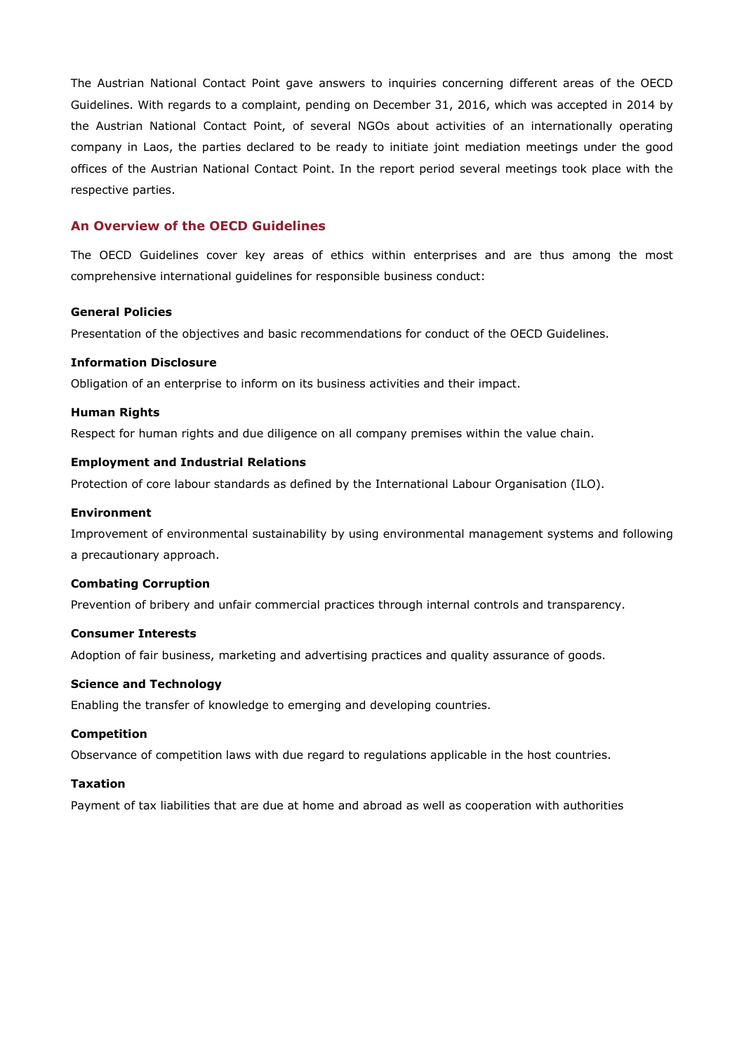The Austrian National Contact Point gave answers to inquiries concerning different areas of the OECD Guidelines. With regards to a complaint, pending on December 31, 2016, which was accepted in 2014 by the Austrian National Contact Point, of several NGOs about activities of an internationally operating company in Laos, the parties declared to be ready to initiate joint mediation meetings under the good offices of the Austrian National Contact Point. In the report period several meetings took place with the respective parties.

## An Overview of the OECD Guidelines

The OECD Guidelines cover key areas of ethics within enterprises and are thus among the most comprehensive international guidelines for responsible business conduct:

**General Policies**

Presentation of the objectives and basic recommendations for conduct of the OECD Guidelines.

**Information Disclosure**

Obligation of an enterprise to inform on its business activities and their impact.

**Human Rights**

Respect for human rights and due diligence on all company premises within the value chain.

**Employment and Industrial Relations**

Protection of core labour standards as defined by the International Labour Organisation (ILO).

**Environment**

Improvement of environmental sustainability by using environmental management systems and following a precautionary approach.

**Combating Corruption**

Prevention of bribery and unfair commercial practices through internal controls and transparency.

**Consumer Interests**

Adoption of fair business, marketing and advertising practices and quality assurance of goods.

**Science and Technology**

Enabling the transfer of knowledge to emerging and developing countries.

**Competition**

Observance of competition laws with due regard to regulations applicable in the host countries.

**Taxation**

Payment of tax liabilities that are due at home and abroad as well as cooperation with authorities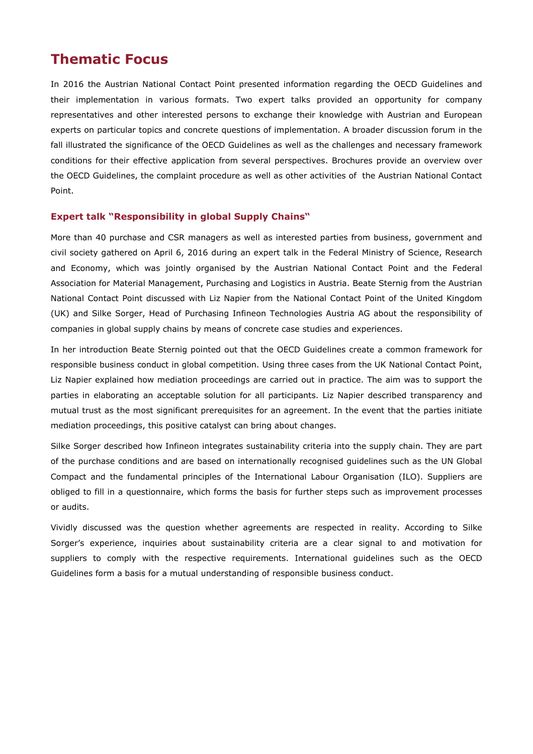# Thematic Focus

In 2016 the Austrian National Contact Point presented information regarding the OECD Guidelines and their implementation in various formats. Two expert talks provided an opportunity for company representatives and other interested persons to exchange their knowledge with Austrian and European experts on particular topics and concrete questions of implementation. A broader discussion forum in the fall illustrated the significance of the OECD Guidelines as well as the challenges and necessary framework conditions for their effective application from several perspectives. Brochures provide an overview over the OECD Guidelines, the complaint procedure as well as other activities of the Austrian National Contact Point.

## Expert talk "Responsibility in global Supply Chains"

More than 40 purchase and CSR managers as well as interested parties from business, government and civil society gathered on April 6, 2016 during an expert talk in the Federal Ministry of Science, Research and Economy, which was jointly organised by the Austrian National Contact Point and the Federal Association for Material Management, Purchasing and Logistics in Austria. Beate Sternig from the Austrian National Contact Point discussed with Liz Napier from the National Contact Point of the United Kingdom (UK) and Silke Sorger, Head of Purchasing Infineon Technologies Austria AG about the responsibility of companies in global supply chains by means of concrete case studies and experiences.

In her introduction Beate Sternig pointed out that the OECD Guidelines create a common framework for responsible business conduct in global competition. Using three cases from the UK National Contact Point, Liz Napier explained how mediation proceedings are carried out in practice. The aim was to support the parties in elaborating an acceptable solution for all participants. Liz Napier described transparency and mutual trust as the most significant prerequisites for an agreement. In the event that the parties initiate mediation proceedings, this positive catalyst can bring about changes.

Silke Sorger described how Infineon integrates sustainability criteria into the supply chain. They are part of the purchase conditions and are based on internationally recognised guidelines such as the UN Global Compact and the fundamental principles of the International Labour Organisation (ILO). Suppliers are obliged to fill in a questionnaire, which forms the basis for further steps such as improvement processes or audits.

Vividly discussed was the question whether agreements are respected in reality. According to Silke Sorger's experience, inquiries about sustainability criteria are a clear signal to and motivation for suppliers to comply with the respective requirements. International guidelines such as the OECD Guidelines form a basis for a mutual understanding of responsible business conduct.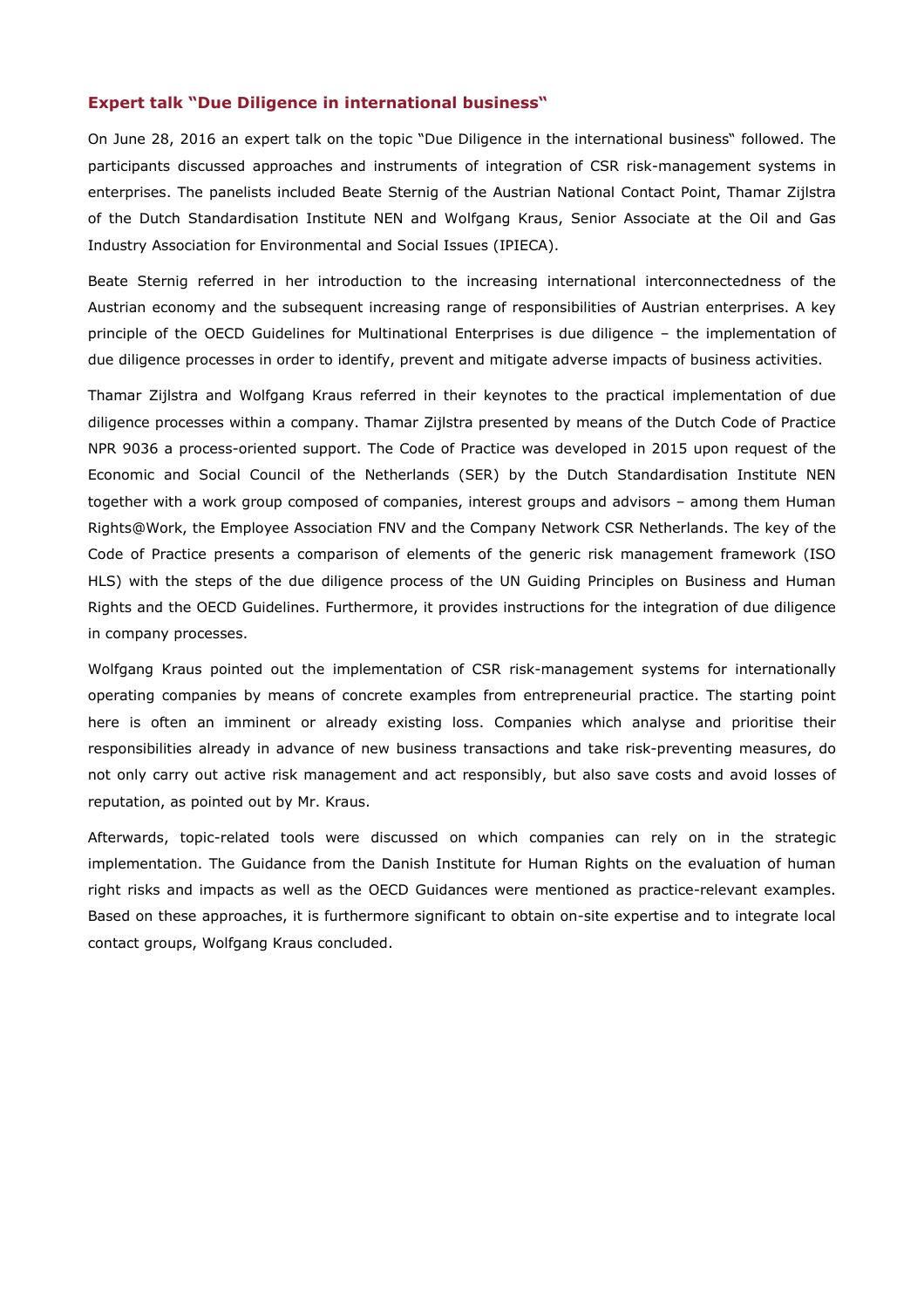## Expert talk "Due Diligence in international business"

On June 28, 2016 an expert talk on the topic "Due Diligence in the international business" followed. The participants discussed approaches and instruments of integration of CSR risk-management systems in enterprises. The panelists included Beate Sternig of the Austrian National Contact Point, Thamar Zijlstra of the Dutch Standardisation Institute NEN and Wolfgang Kraus, Senior Associate at the Oil and Gas Industry Association for Environmental and Social Issues (IPIECA).

Beate Sternig referred in her introduction to the increasing international interconnectedness of the Austrian economy and the subsequent increasing range of responsibilities of Austrian enterprises. A key principle of the OECD Guidelines for Multinational Enterprises is due diligence – the implementation of due diligence processes in order to identify, prevent and mitigate adverse impacts of business activities.

Thamar Zijlstra and Wolfgang Kraus referred in their keynotes to the practical implementation of due diligence processes within a company. Thamar Zijlstra presented by means of the Dutch Code of Practice NPR 9036 a process-oriented support. The Code of Practice was developed in 2015 upon request of the Economic and Social Council of the Netherlands (SER) by the Dutch Standardisation Institute NEN together with a work group composed of companies, interest groups and advisors – among them Human Rights@Work, the Employee Association FNV and the Company Network CSR Netherlands. The key of the Code of Practice presents a comparison of elements of the generic risk management framework (ISO HLS) with the steps of the due diligence process of the UN Guiding Principles on Business and Human Rights and the OECD Guidelines. Furthermore, it provides instructions for the integration of due diligence in company processes.

Wolfgang Kraus pointed out the implementation of CSR risk-management systems for internationally operating companies by means of concrete examples from entrepreneurial practice. The starting point here is often an imminent or already existing loss. Companies which analyse and prioritise their responsibilities already in advance of new business transactions and take risk-preventing measures, do not only carry out active risk management and act responsibly, but also save costs and avoid losses of reputation, as pointed out by Mr. Kraus.

Afterwards, topic-related tools were discussed on which companies can rely on in the strategic implementation. The Guidance from the Danish Institute for Human Rights on the evaluation of human right risks and impacts as well as the OECD Guidances were mentioned as practice-relevant examples. Based on these approaches, it is furthermore significant to obtain on-site expertise and to integrate local contact groups, Wolfgang Kraus concluded.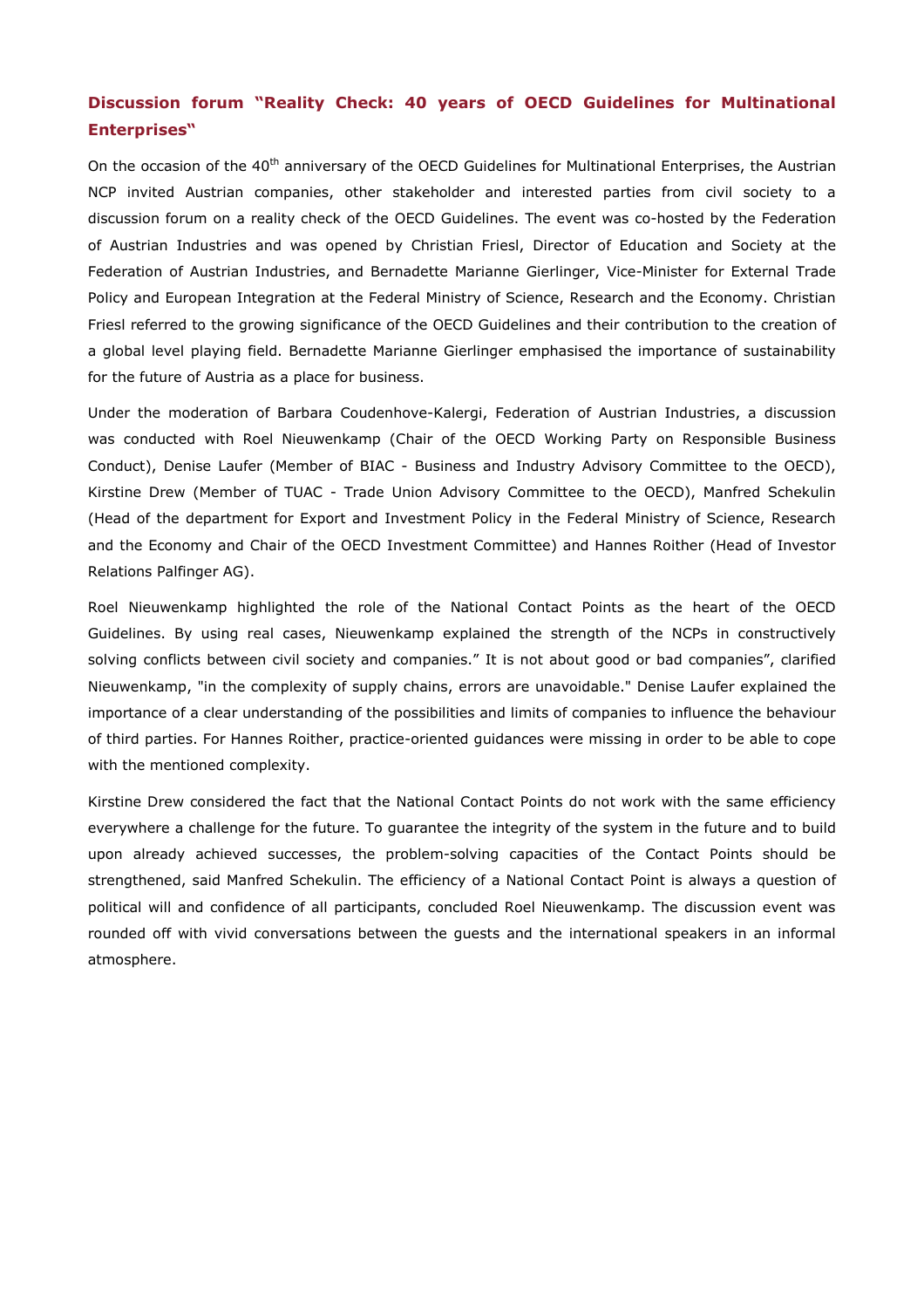## Discussion forum "Reality Check: 40 years of OECD Guidelines for Multinational Enterprises"

On the occasion of the 40th anniversary of the OECD Guidelines for Multinational Enterprises, the Austrian NCP invited Austrian companies, other stakeholder and interested parties from civil society to a discussion forum on a reality check of the OECD Guidelines. The event was co-hosted by the Federation of Austrian Industries and was opened by Christian Friesl, Director of Education and Society at the Federation of Austrian Industries, and Bernadette Marianne Gierlinger, Vice-Minister for External Trade Policy and European Integration at the Federal Ministry of Science, Research and the Economy. Christian Friesl referred to the growing significance of the OECD Guidelines and their contribution to the creation of a global level playing field. Bernadette Marianne Gierlinger emphasised the importance of sustainability for the future of Austria as a place for business.

Under the moderation of Barbara Coudenhove-Kalergi, Federation of Austrian Industries, a discussion was conducted with Roel Nieuwenkamp (Chair of the OECD Working Party on Responsible Business Conduct), Denise Laufer (Member of BIAC - Business and Industry Advisory Committee to the OECD), Kirstine Drew (Member of TUAC - Trade Union Advisory Committee to the OECD), Manfred Schekulin (Head of the department for Export and Investment Policy in the Federal Ministry of Science, Research and the Economy and Chair of the OECD Investment Committee) and Hannes Roither (Head of Investor Relations Palfinger AG).

Roel Nieuwenkamp highlighted the role of the National Contact Points as the heart of the OECD Guidelines. By using real cases, Nieuwenkamp explained the strength of the NCPs in constructively solving conflicts between civil society and companies." It is not about good or bad companies", clarified Nieuwenkamp, "in the complexity of supply chains, errors are unavoidable." Denise Laufer explained the importance of a clear understanding of the possibilities and limits of companies to influence the behaviour of third parties. For Hannes Roither, practice-oriented guidances were missing in order to be able to cope with the mentioned complexity.

Kirstine Drew considered the fact that the National Contact Points do not work with the same efficiency everywhere a challenge for the future. To guarantee the integrity of the system in the future and to build upon already achieved successes, the problem-solving capacities of the Contact Points should be strengthened, said Manfred Schekulin. The efficiency of a National Contact Point is always a question of political will and confidence of all participants, concluded Roel Nieuwenkamp. The discussion event was rounded off with vivid conversations between the guests and the international speakers in an informal atmosphere.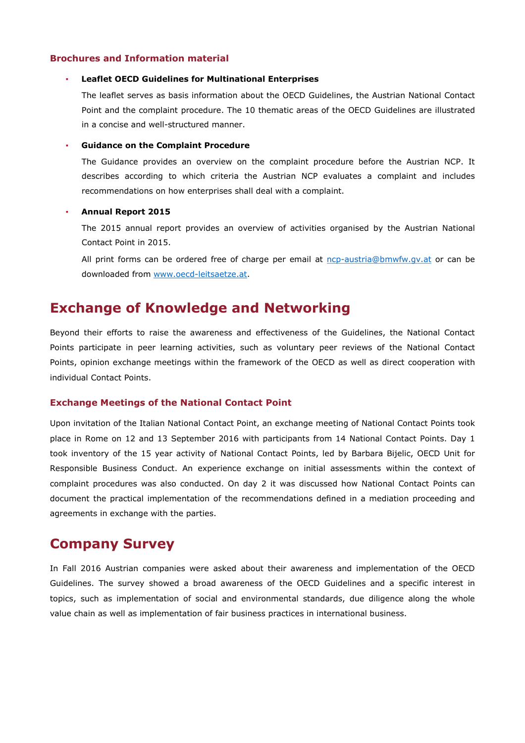### Brochures and Information material

- **Leaflet OECD Guidelines for Multinational Enterprises**

  The leaflet serves as basis information about the OECD Guidelines, the Austrian National Contact Point and the complaint procedure. The 10 thematic areas of the OECD Guidelines are illustrated in a concise and well-structured manner.

- **Guidance on the Complaint Procedure**

  The Guidance provides an overview on the complaint procedure before the Austrian NCP. It describes according to which criteria the Austrian NCP evaluates a complaint and includes recommendations on how enterprises shall deal with a complaint.

- **Annual Report 2015**

  The 2015 annual report provides an overview of activities organised by the Austrian National Contact Point in 2015.

  All print forms can be ordered free of charge per email at ncp-austria@bmwfw.gv.at or can be downloaded from www.oecd-leitsaetze.at.

## Exchange of Knowledge and Networking

Beyond their efforts to raise the awareness and effectiveness of the Guidelines, the National Contact Points participate in peer learning activities, such as voluntary peer reviews of the National Contact Points, opinion exchange meetings within the framework of the OECD as well as direct cooperation with individual Contact Points.

### Exchange Meetings of the National Contact Point

Upon invitation of the Italian National Contact Point, an exchange meeting of National Contact Points took place in Rome on 12 and 13 September 2016 with participants from 14 National Contact Points. Day 1 took inventory of the 15 year activity of National Contact Points, led by Barbara Bijelic, OECD Unit for Responsible Business Conduct. An experience exchange on initial assessments within the context of complaint procedures was also conducted. On day 2 it was discussed how National Contact Points can document the practical implementation of the recommendations defined in a mediation proceeding and agreements in exchange with the parties.

## Company Survey

In Fall 2016 Austrian companies were asked about their awareness and implementation of the OECD Guidelines. The survey showed a broad awareness of the OECD Guidelines and a specific interest in topics, such as implementation of social and environmental standards, due diligence along the whole value chain as well as implementation of fair business practices in international business.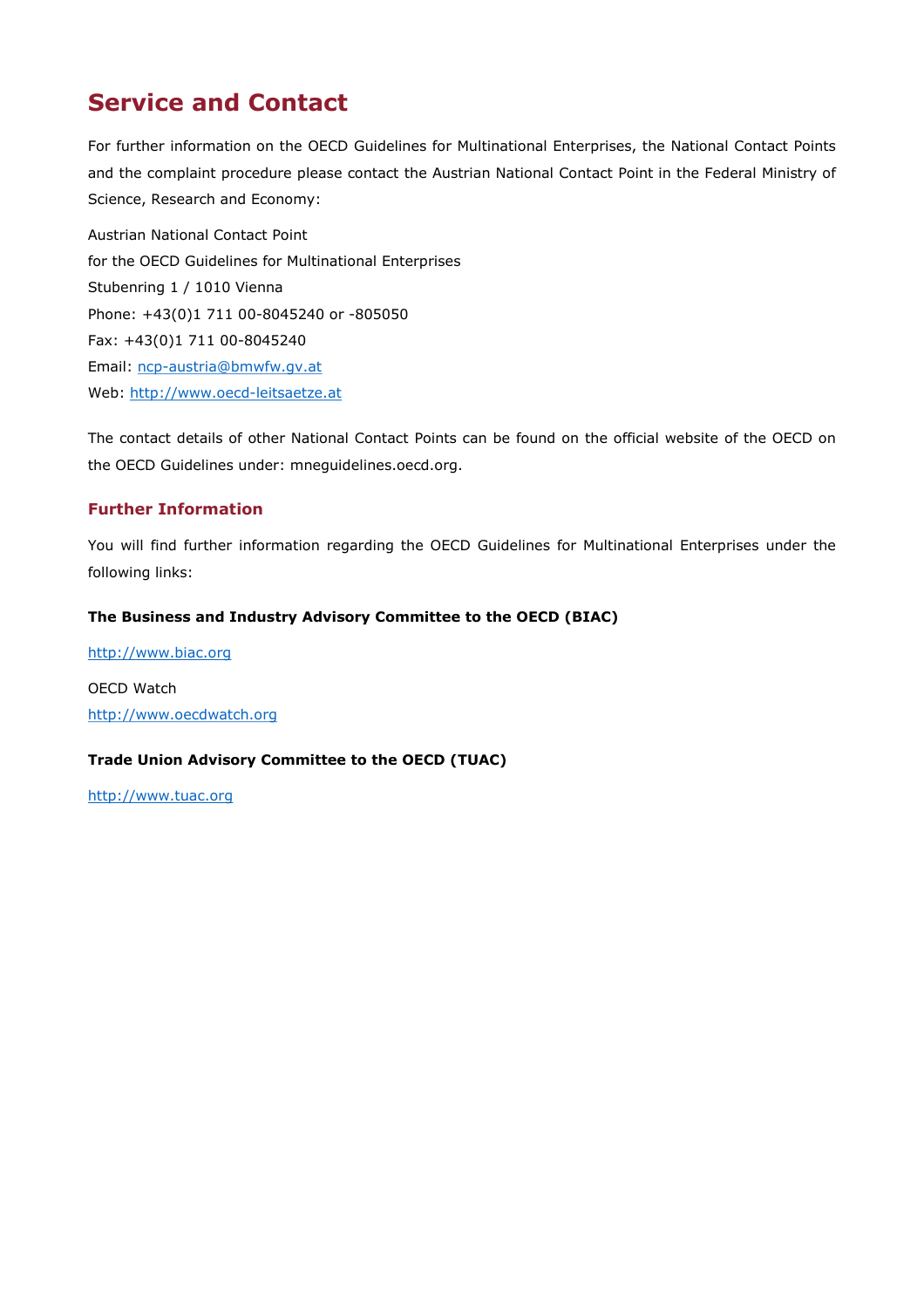## Service and Contact

For further information on the OECD Guidelines for Multinational Enterprises, the National Contact Points and the complaint procedure please contact the Austrian National Contact Point in the Federal Ministry of Science, Research and Economy:

Austrian National Contact Point
for the OECD Guidelines for Multinational Enterprises
Stubenring 1 / 1010 Vienna
Phone: +43(0)1 711 00-8045240 or -805050
Fax: +43(0)1 711 00-8045240
Email: ncp-austria@bmwfw.gv.at
Web: http://www.oecd-leitsaetze.at

The contact details of other National Contact Points can be found on the official website of the OECD on the OECD Guidelines under: mneguidelines.oecd.org.

### Further Information

You will find further information regarding the OECD Guidelines for Multinational Enterprises under the following links:

**The Business and Industry Advisory Committee to the OECD (BIAC)**

http://www.biac.org

OECD Watch
http://www.oecdwatch.org

**Trade Union Advisory Committee to the OECD (TUAC)**

http://www.tuac.org